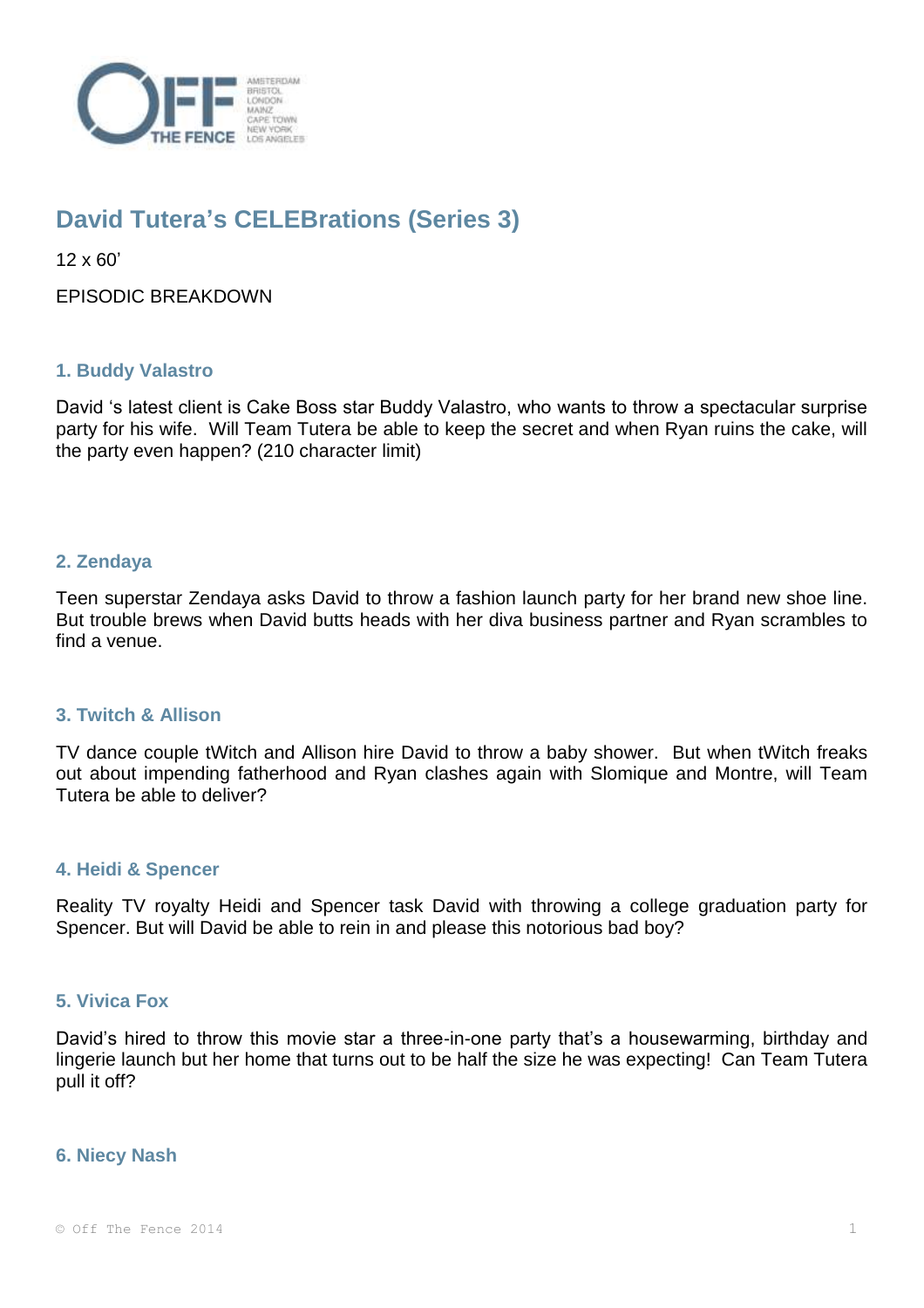# David Tutera's CELEBrations (Series 3)

12 x 60'

EPISODIC BREAKDOWN

### 1. Buddy Valastro

David 's latest client is Cake Boss star Buddy Valastro, who wants to throw a spectacular surprise party for his wife. Will Team Tutera be able to keep the secret and when Ryan ruins the cake, will the party even happen? (210 character limit)

### 2. Zendaya

Teen superstar Zendaya asks David to throw a fashion launch party for her brand new shoe line. But trouble brews when David butts heads with her diva business partner and Ryan scrambles to find a venue.

### 3. Twitch & Allison

TV dance couple tWitch and Allison hire David to throw a baby shower. But when tWitch freaks out about impending fatherhood and Ryan clashes again with Slomique and Montre, will Team Tutera be able to deliver?

### 4. Heidi & Spencer

Reality TV royalty Heidi and Spencer task David with throwing a college graduation party for Spencer. But will David be able to rein in and please this notorious bad boy?

### 5. Vivica Fox

David's hired to throw this movie star a three-in-one party that's a housewarming, birthday and lingerie launch but her home that turns out to be half the size he was expecting! Can Team Tutera pull it off?

### 6. Niecy Nash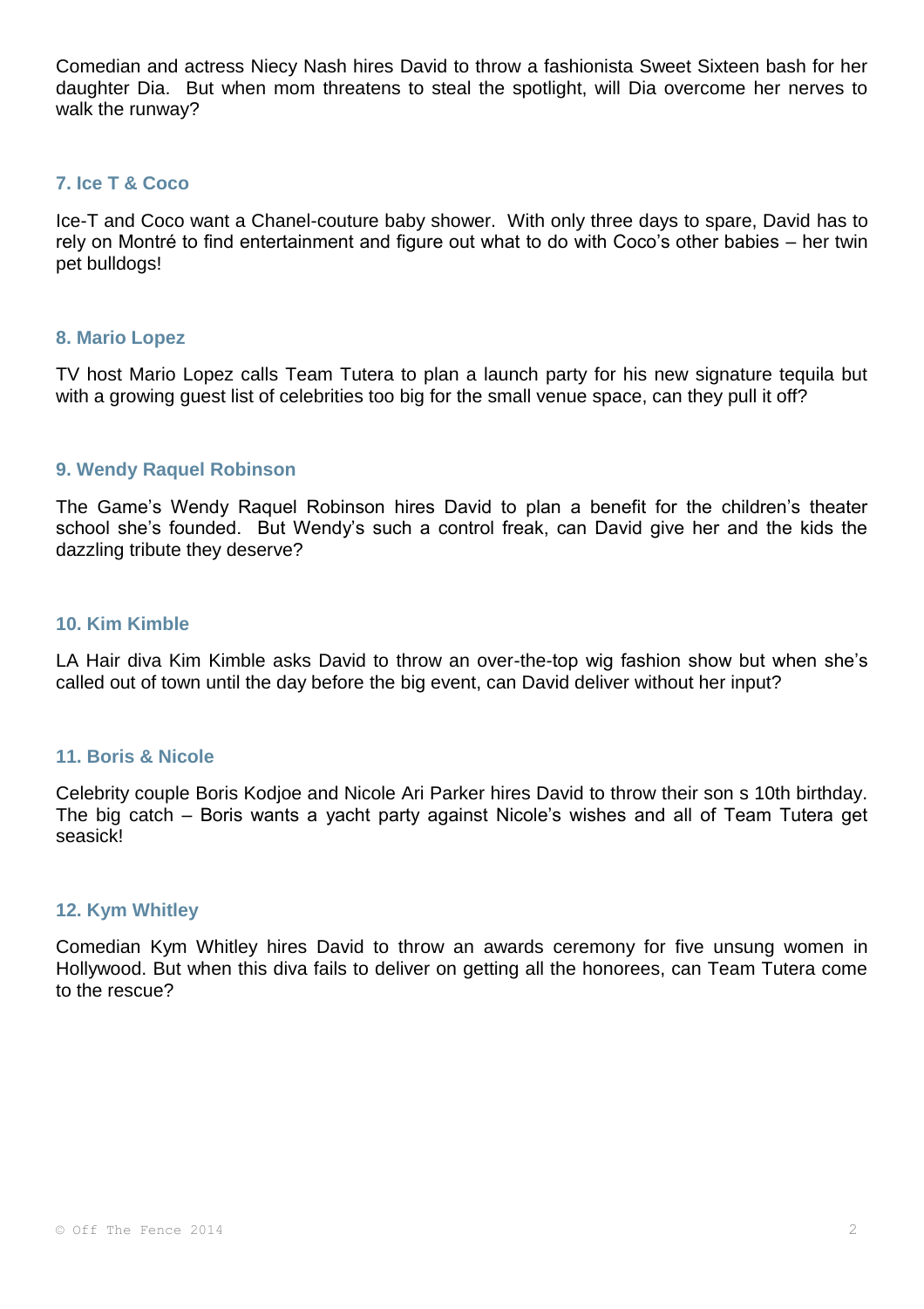Comedian and actress Niecy Nash hires David to throw a fashionista Sweet Sixteen bash for her daughter Dia. But when mom threatens to steal the spotlight, will Dia overcome her nerves to walk the runway?

### 7. Ice T & Coco

Ice-T and Coco want a Chanel-couture baby shower. With only three days to spare, David has to rely on Montré to find entertainment and figure out what to do with Coco's other babies – her twin pet bulldogs!

### 8. Mario Lopez

TV host Mario Lopez calls Team Tutera to plan a launch party for his new signature tequila but with a growing guest list of celebrities too big for the small venue space, can they pull it off?

### 9. Wendy Raquel Robinson

The Game's Wendy Raquel Robinson hires David to plan a benefit for the children's theater school she's founded. But Wendy's such a control freak, can David give her and the kids the dazzling tribute they deserve?

### 10. Kim Kimble

LA Hair diva Kim Kimble asks David to throw an over-the-top wig fashion show but when she's called out of town until the day before the big event, can David deliver without her input?

### 11. Boris & Nicole

Celebrity couple Boris Kodjoe and Nicole Ari Parker hires David to throw their son s 10th birthday. The big catch – Boris wants a yacht party against Nicole's wishes and all of Team Tutera get seasick!

### 12. Kym Whitley

Comedian Kym Whitley hires David to throw an awards ceremony for five unsung women in Hollywood. But when this diva fails to deliver on getting all the honorees, can Team Tutera come to the rescue?